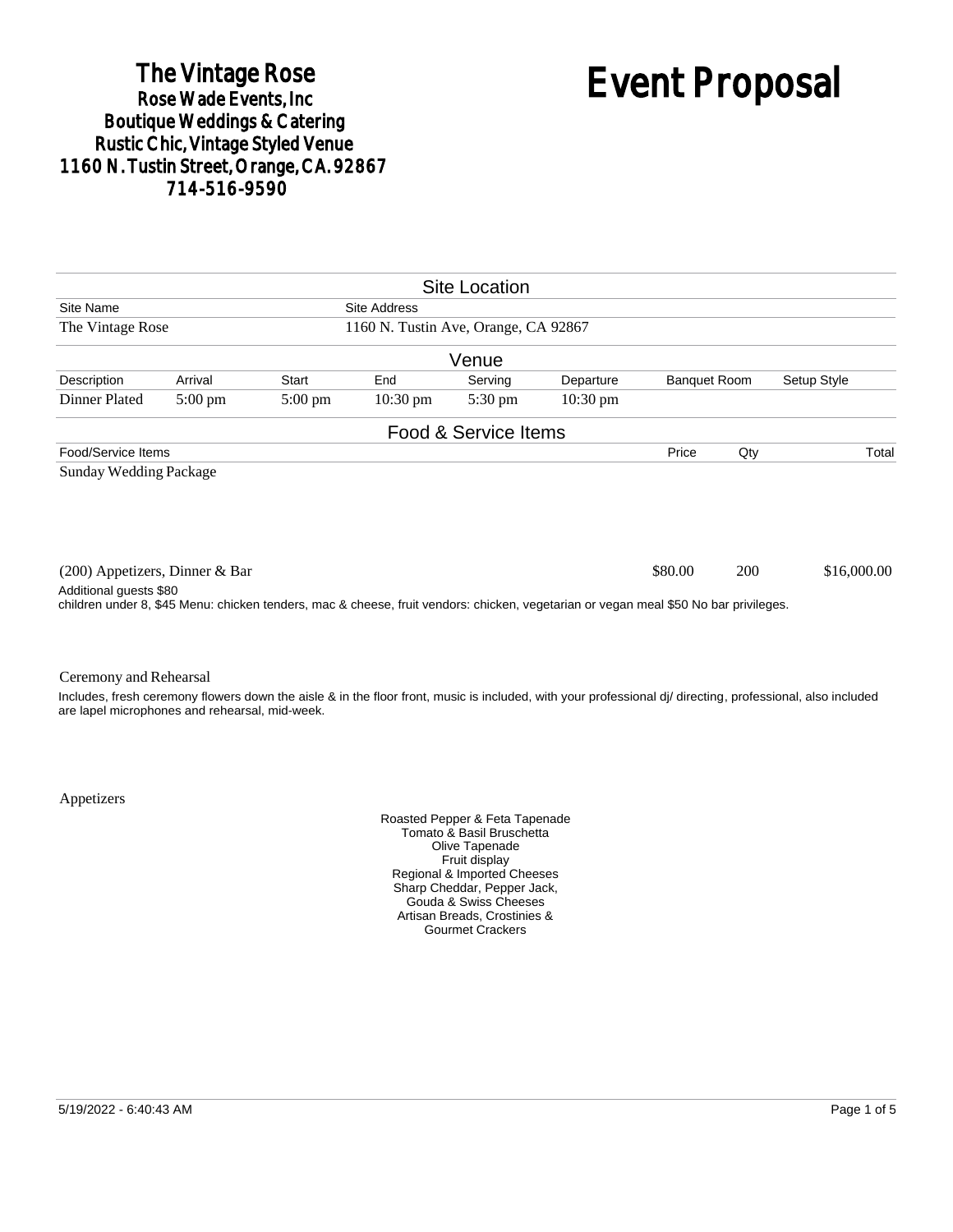**The Vintage Rose**
**Rose Wade Events, Inc**
**Boutique Weddings & Catering**
**Rustic Chic, Vintage Styled Venue**
**1160 N. Tustin Street, Orange, CA. 92867**
**714-516-9590**

# Event Proposal

## Site Location

| Site Name | Site Address |
|---|---|
| The Vintage Rose | 1160 N. Tustin Ave, Orange, CA 92867 |

## Venue

| Description | Arrival | Start | End | Serving | Departure | Banquet Room | Setup Style |
|---|---|---|---|---|---|---|---|
| Dinner Plated | 5:00 pm | 5:00 pm | 10:30 pm | 5:30 pm | 10:30 pm | | |

## Food & Service Items

| Food/Service Items | Price | Qty | Total |
|---|---|---|---|
| Sunday Wedding Package | | | |
| (200) Appetizers, Dinner & Bar | $80.00 | 200 | $16,000.00 |

Additional guests $80
children under 8, $45 Menu: chicken tenders, mac & cheese, fruit vendors: chicken, vegetarian or vegan meal $50 No bar privileges.

Ceremony and Rehearsal

Includes, fresh ceremony flowers down the aisle & in the floor front, music is included, with your professional dj/ directing, professional, also included are lapel microphones and rehearsal, mid-week.

Appetizers

Roasted Pepper & Feta Tapenade
Tomato & Basil Bruschetta
Olive Tapenade
Fruit display
Regional & Imported Cheeses
Sharp Cheddar, Pepper Jack,
Gouda & Swiss Cheeses
Artisan Breads, Crostinies &
Gourmet Crackers

5/19/2022 - 6:40:43 AM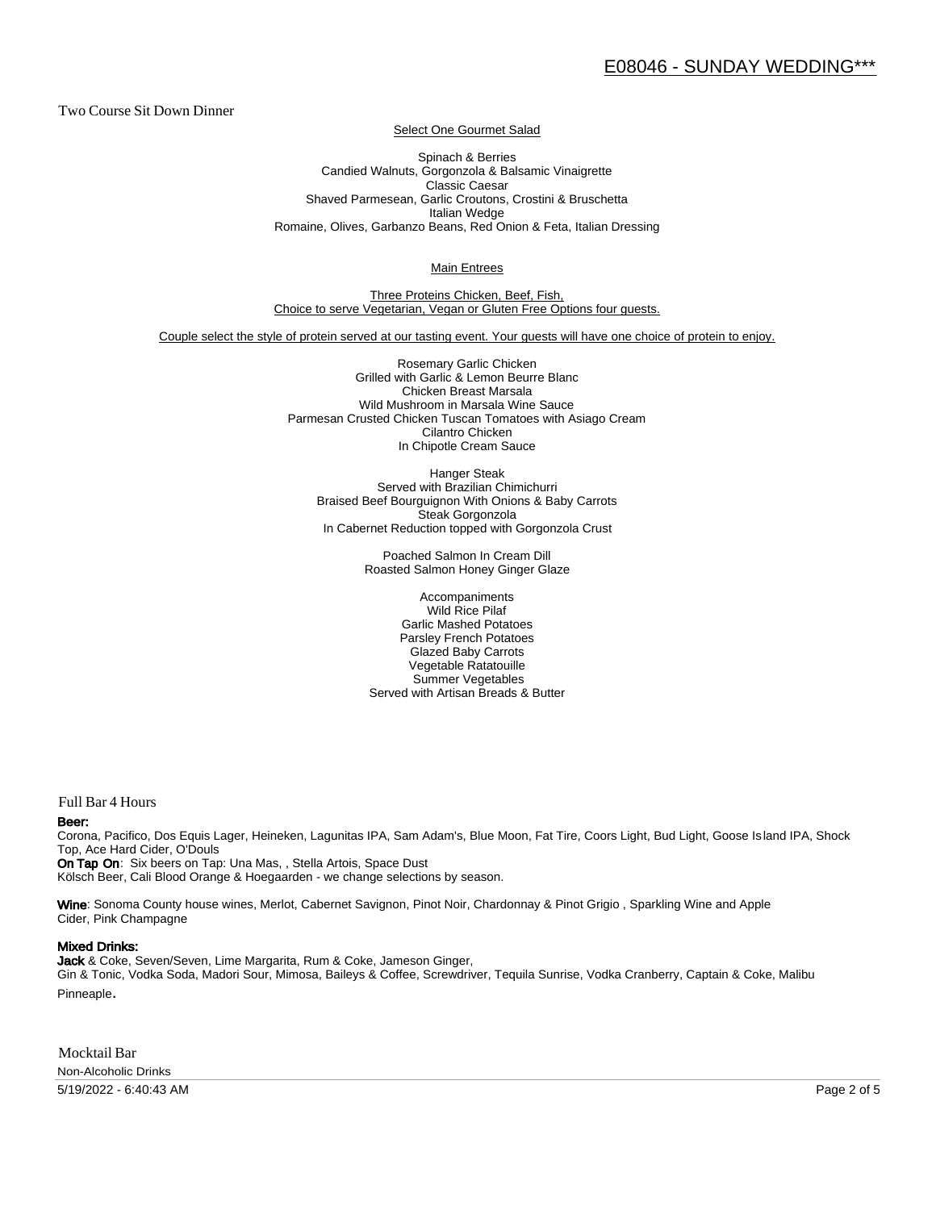Two Course Sit Down Dinner

Select One Gourmet Salad

Spinach & Berries
Candied Walnuts, Gorgonzola & Balsamic Vinaigrette
Classic Caesar
Shaved Parmesean, Garlic Croutons, Crostini & Bruschetta
Italian Wedge
Romaine, Olives, Garbanzo Beans, Red Onion & Feta, Italian Dressing

Main Entrees

Three Proteins Chicken, Beef, Fish,
Choice to serve Vegetarian, Vegan or Gluten Free Options four guests.

Couple select the style of protein served at our tasting event. Your guests will have one choice of protein to enjoy.

Rosemary Garlic Chicken
Grilled with Garlic & Lemon Beurre Blanc
Chicken Breast Marsala
Wild Mushroom in Marsala Wine Sauce
Parmesan Crusted Chicken Tuscan Tomatoes with Asiago Cream
Cilantro Chicken
In Chipotle Cream Sauce

Hanger Steak
Served with Brazilian Chimichurri
Braised Beef Bourguignon With Onions & Baby Carrots
Steak Gorgonzola
In Cabernet Reduction topped with Gorgonzola Crust

Poached Salmon In Cream Dill
Roasted Salmon Honey Ginger Glaze

Accompaniments
Wild Rice Pilaf
Garlic Mashed Potatoes
Parsley French Potatoes
Glazed Baby Carrots
Vegetable Ratatouille
Summer Vegetables
Served with Artisan Breads & Butter

Full Bar 4 Hours

**Beer:**
Corona, Pacifico, Dos Equis Lager, Heineken, Lagunitas IPA, Sam Adam's, Blue Moon, Fat Tire, Coors Light, Bud Light, Goose Island IPA, Shock Top, Ace Hard Cider, O'Douls
**On Tap On**: Six beers on Tap: Una Mas, , Stella Artois, Space Dust
Kölsch Beer, Cali Blood Orange & Hoegaarden - we change selections by season.

**Wine**: Sonoma County house wines, Merlot, Cabernet Savignon, Pinot Noir, Chardonnay & Pinot Grigio , Sparkling Wine and Apple Cider, Pink Champagne

**Mixed Drinks:**
**Jack** & Coke, Seven/Seven, Lime Margarita, Rum & Coke, Jameson Ginger,
Gin & Tonic, Vodka Soda, Madori Sour, Mimosa, Baileys & Coffee, Screwdriver, Tequila Sunrise, Vodka Cranberry, Captain & Coke, Malibu Pinneaple.

Mocktail Bar

Non-Alcoholic Drinks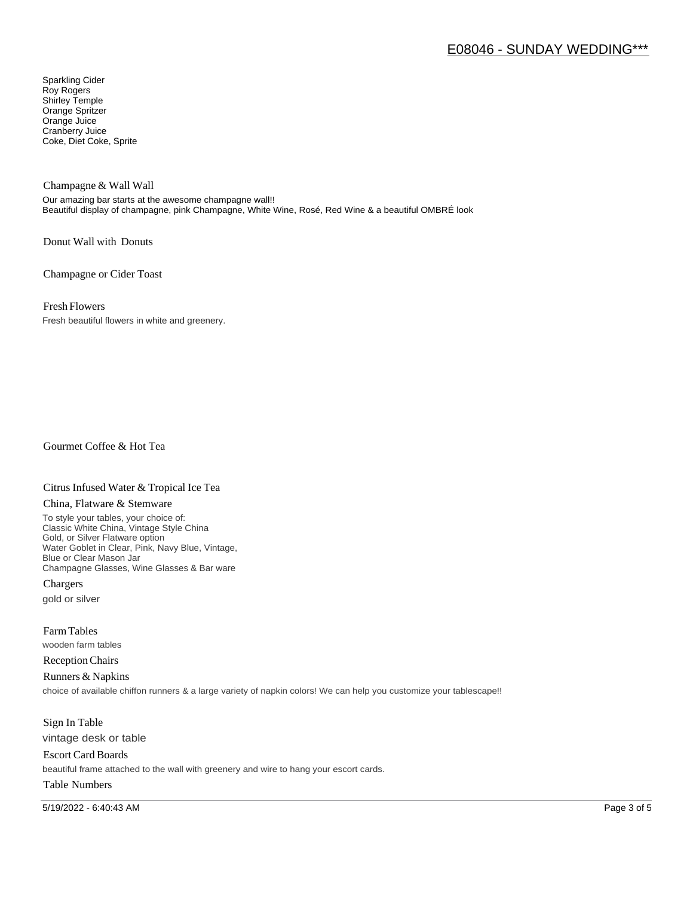Sparkling Cider
Roy Rogers
Shirley Temple
Orange Spritzer
Orange Juice
Cranberry Juice
Coke, Diet Coke, Sprite

### Champagne & Wall Wall

Our amazing bar starts at the awesome champagne wall!!
Beautiful display of champagne, pink Champagne, White Wine, Rosé, Red Wine & a beautiful OMBRÉ look

### Donut Wall with Donuts

### Champagne or Cider Toast

### Fresh Flowers

Fresh beautiful flowers in white and greenery.

### Gourmet Coffee & Hot Tea

### Citrus Infused Water & Tropical Ice Tea

### China, Flatware & Stemware

To style your tables, your choice of:
Classic White China, Vintage Style China
Gold, or Silver Flatware option
Water Goblet in Clear, Pink, Navy Blue, Vintage,
Blue or Clear Mason Jar
Champagne Glasses, Wine Glasses & Bar ware

### Chargers

gold or silver

### Farm Tables

wooden farm tables

### Reception Chairs

### Runners & Napkins

choice of available chiffon runners & a large variety of napkin colors! We can help you customize your tablescape!!

### Sign In Table

vintage desk or table

### Escort Card Boards

beautiful frame attached to the wall with greenery and wire to hang your escort cards.

### Table Numbers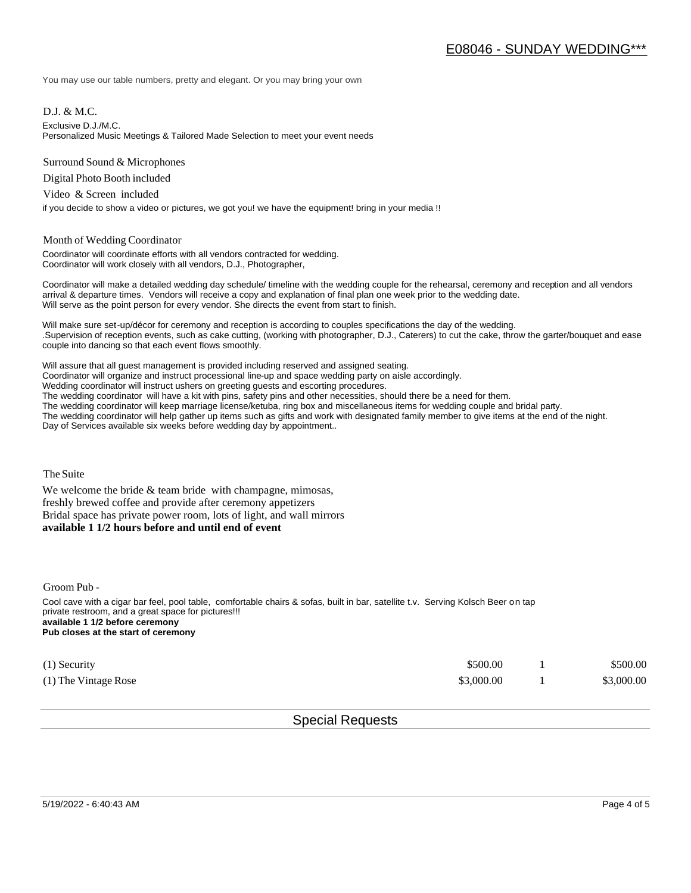You may use our table numbers, pretty and elegant. Or you may bring your own

D.J. & M.C.

Exclusive D.J./M.C.
Personalized Music Meetings & Tailored Made Selection to meet your event needs

Surround Sound & Microphones

Digital Photo Booth included

Video & Screen included

if you decide to show a video or pictures, we got you! we have the equipment! bring in your media !!

Month of Wedding Coordinator

Coordinator will coordinate efforts with all vendors contracted for wedding.
Coordinator will work closely with all vendors, D.J., Photographer,

Coordinator will make a detailed wedding day schedule/ timeline with the wedding couple for the rehearsal, ceremony and reception and all vendors arrival & departure times. Vendors will receive a copy and explanation of final plan one week prior to the wedding date.
Will serve as the point person for every vendor. She directs the event from start to finish.

Will make sure set-up/décor for ceremony and reception is according to couples specifications the day of the wedding.
.Supervision of reception events, such as cake cutting, (working with photographer, D.J., Caterers) to cut the cake, throw the garter/bouquet and ease couple into dancing so that each event flows smoothly.

Will assure that all guest management is provided including reserved and assigned seating.
Coordinator will organize and instruct processional line-up and space wedding party on aisle accordingly.
Wedding coordinator will instruct ushers on greeting guests and escorting procedures.
The wedding coordinator will have a kit with pins, safety pins and other necessities, should there be a need for them.
The wedding coordinator will keep marriage license/ketuba, ring box and miscellaneous items for wedding couple and bridal party.
The wedding coordinator will help gather up items such as gifts and work with designated family member to give items at the end of the night.
Day of Services available six weeks before wedding day by appointment..

The Suite

We welcome the bride & team bride with champagne, mimosas,
freshly brewed coffee and provide after ceremony appetizers
Bridal space has private power room, lots of light, and wall mirrors
**available 1 1/2 hours before and until end of event**

Groom Pub -

Cool cave with a cigar bar feel, pool table, comfortable chairs & sofas, built in bar, satellite t.v. Serving Kolsch Beer on tap
private restroom, and a great space for pictures!!!
**available 1 1/2 before ceremony**
**Pub closes at the start of ceremony**

| | | | |
|---|---|---|---|
| (1) Security | $500.00 | 1 | $500.00 |
| (1) The Vintage Rose | $3,000.00 | 1 | $3,000.00 |

## Special Requests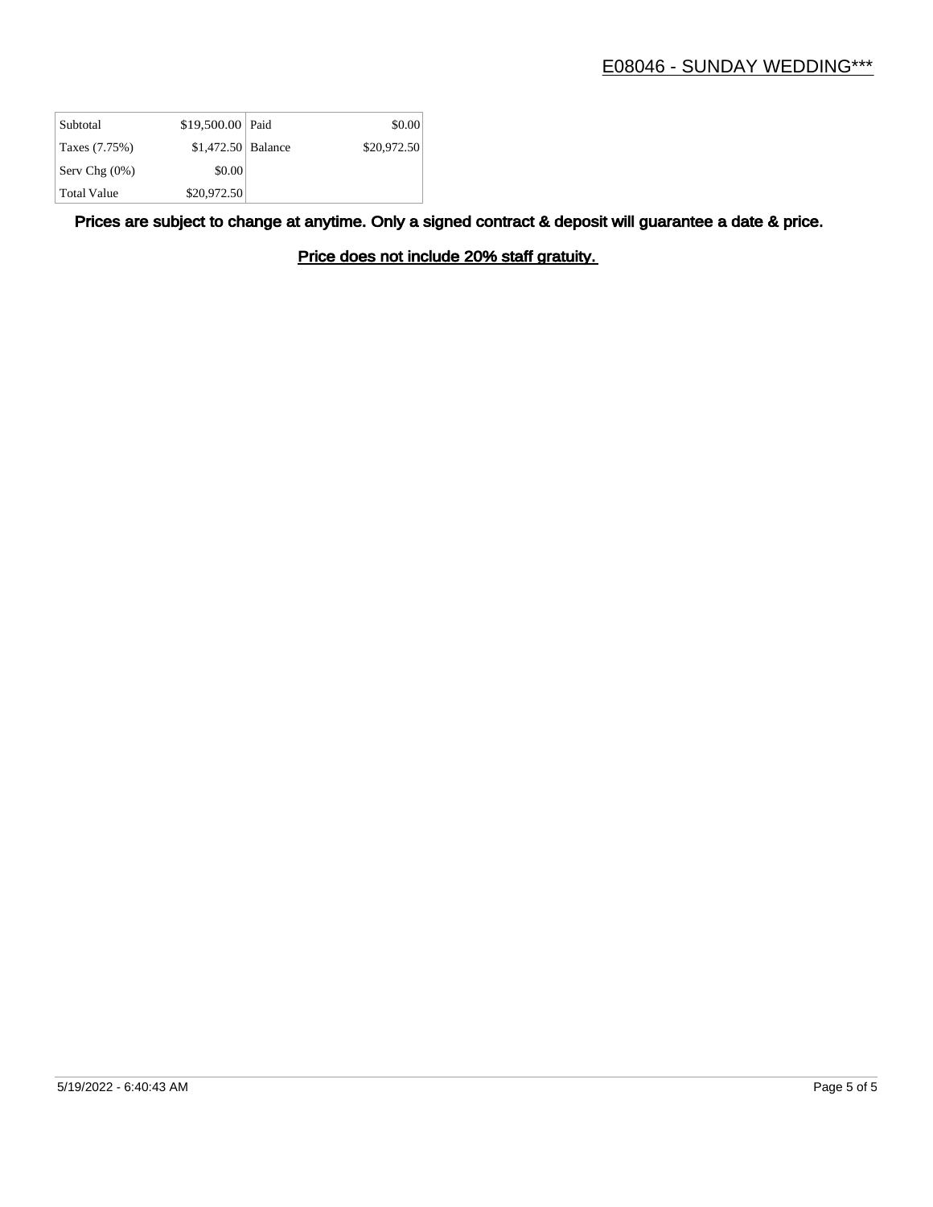| | | | |
|---|---|---|---|
| Subtotal | $19,500.00 | Paid | $0.00 |
| Taxes (7.75%) | $1,472.50 | Balance | $20,972.50 |
| Serv Chg (0%) | $0.00 | | |
| Total Value | $20,972.50 | | |

**Prices are subject to change at anytime. Only a signed contract & deposit will guarantee a date & price.**

**Price does not include 20% staff gratuity.**